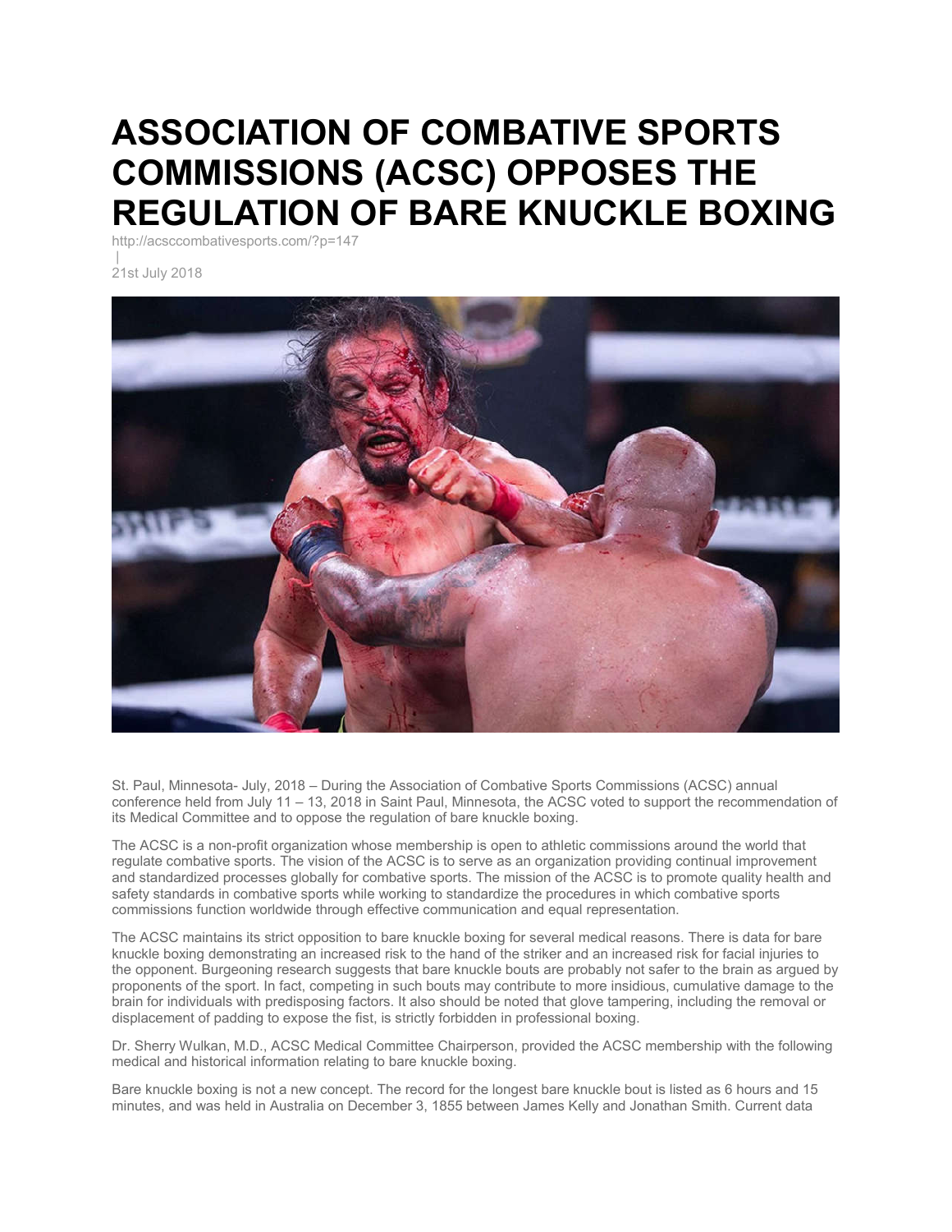# ASSOCIATION OF COMBATIVE SPORTS COMMISSIONS (ACSC) OPPOSES THE REGULATION OF BARE KNUCKLE BOXING

http://acsccombativesports.com/?p=147

|

21st July 2018

St. Paul, Minnesota- July, 2018 – During the Association of Combative Sports Commissions (ACSC) annual conference held from July 11 – 13, 2018 in Saint Paul, Minnesota, the ACSC voted to support the recommendation of its Medical Committee and to oppose the regulation of bare knuckle boxing.

The ACSC is a non-profit organization whose membership is open to athletic commissions around the world that regulate combative sports. The vision of the ACSC is to serve as an organization providing continual improvement and standardized processes globally for combative sports. The mission of the ACSC is to promote quality health and safety standards in combative sports while working to standardize the procedures in which combative sports commissions function worldwide through effective communication and equal representation.

The ACSC maintains its strict opposition to bare knuckle boxing for several medical reasons. There is data for bare knuckle boxing demonstrating an increased risk to the hand of the striker and an increased risk for facial injuries to the opponent. Burgeoning research suggests that bare knuckle bouts are probably not safer to the brain as argued by proponents of the sport. In fact, competing in such bouts may contribute to more insidious, cumulative damage to the brain for individuals with predisposing factors. It also should be noted that glove tampering, including the removal or displacement of padding to expose the fist, is strictly forbidden in professional boxing.

Dr. Sherry Wulkan, M.D., ACSC Medical Committee Chairperson, provided the ACSC membership with the following medical and historical information relating to bare knuckle boxing.

Bare knuckle boxing is not a new concept. The record for the longest bare knuckle bout is listed as 6 hours and 15 minutes, and was held in Australia on December 3, 1855 between James Kelly and Jonathan Smith. Current data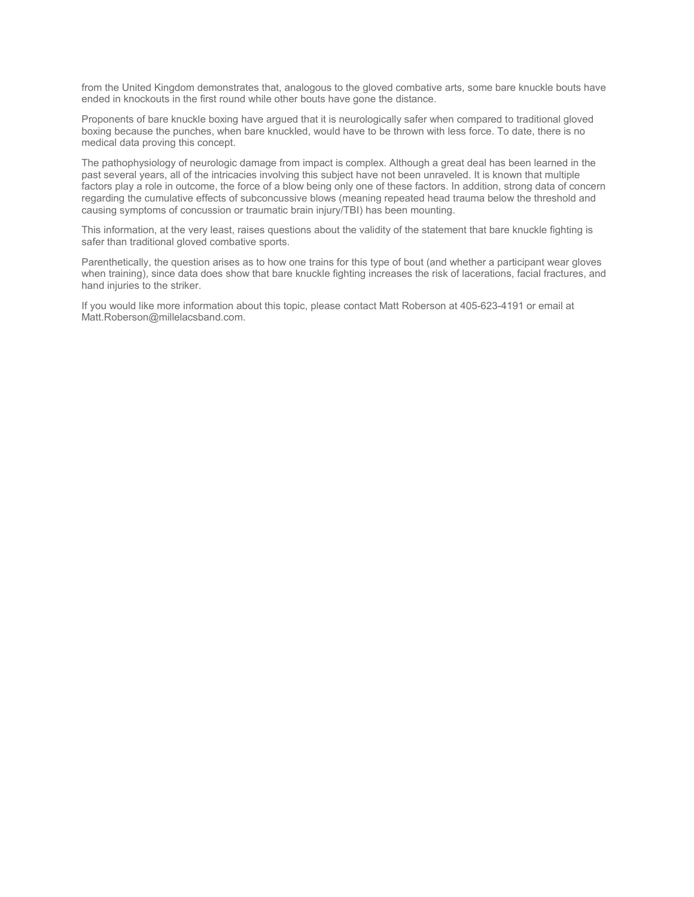from the United Kingdom demonstrates that, analogous to the gloved combative arts, some bare knuckle bouts have ended in knockouts in the first round while other bouts have gone the distance.

Proponents of bare knuckle boxing have argued that it is neurologically safer when compared to traditional gloved boxing because the punches, when bare knuckled, would have to be thrown with less force. To date, there is no medical data proving this concept.

The pathophysiology of neurologic damage from impact is complex. Although a great deal has been learned in the past several years, all of the intricacies involving this subject have not been unraveled. It is known that multiple factors play a role in outcome, the force of a blow being only one of these factors. In addition, strong data of concern regarding the cumulative effects of subconcussive blows (meaning repeated head trauma below the threshold and causing symptoms of concussion or traumatic brain injury/TBI) has been mounting.

This information, at the very least, raises questions about the validity of the statement that bare knuckle fighting is safer than traditional gloved combative sports.

Parenthetically, the question arises as to how one trains for this type of bout (and whether a participant wear gloves when training), since data does show that bare knuckle fighting increases the risk of lacerations, facial fractures, and hand injuries to the striker.

If you would like more information about this topic, please contact Matt Roberson at 405-623-4191 or email at Matt.Roberson@millelacsband.com.